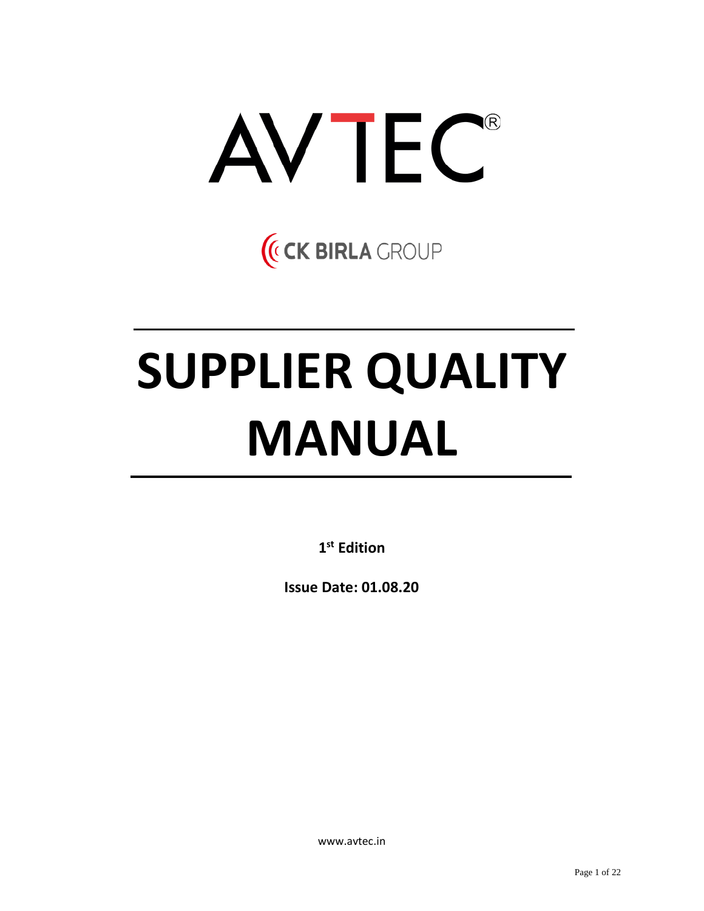# AVTEC®

CK BIRLA GROUP

# SUPPLIER QUALITY MANUAL

**1st Edition**

**Issue Date: 01.08.20**

www.avtec.in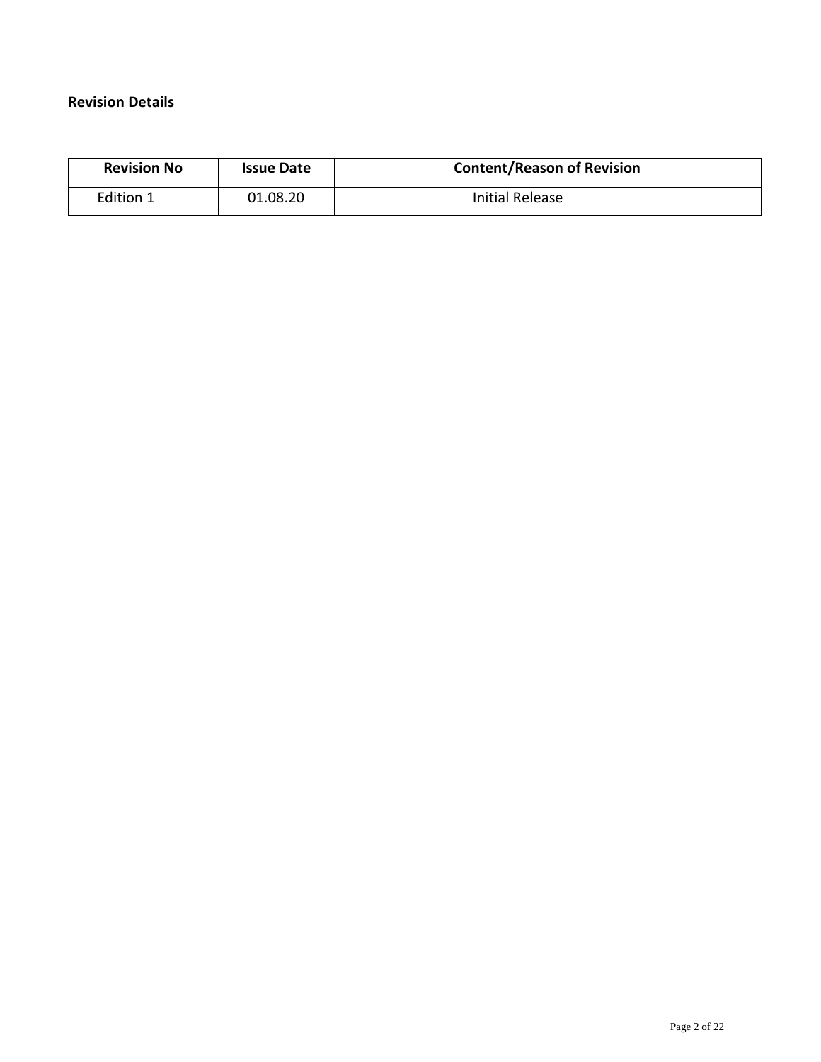**Revision Details**

| Revision No | Issue Date | Content/Reason of Revision |
| --- | --- | --- |
| Edition 1 | 01.08.20 | Initial Release |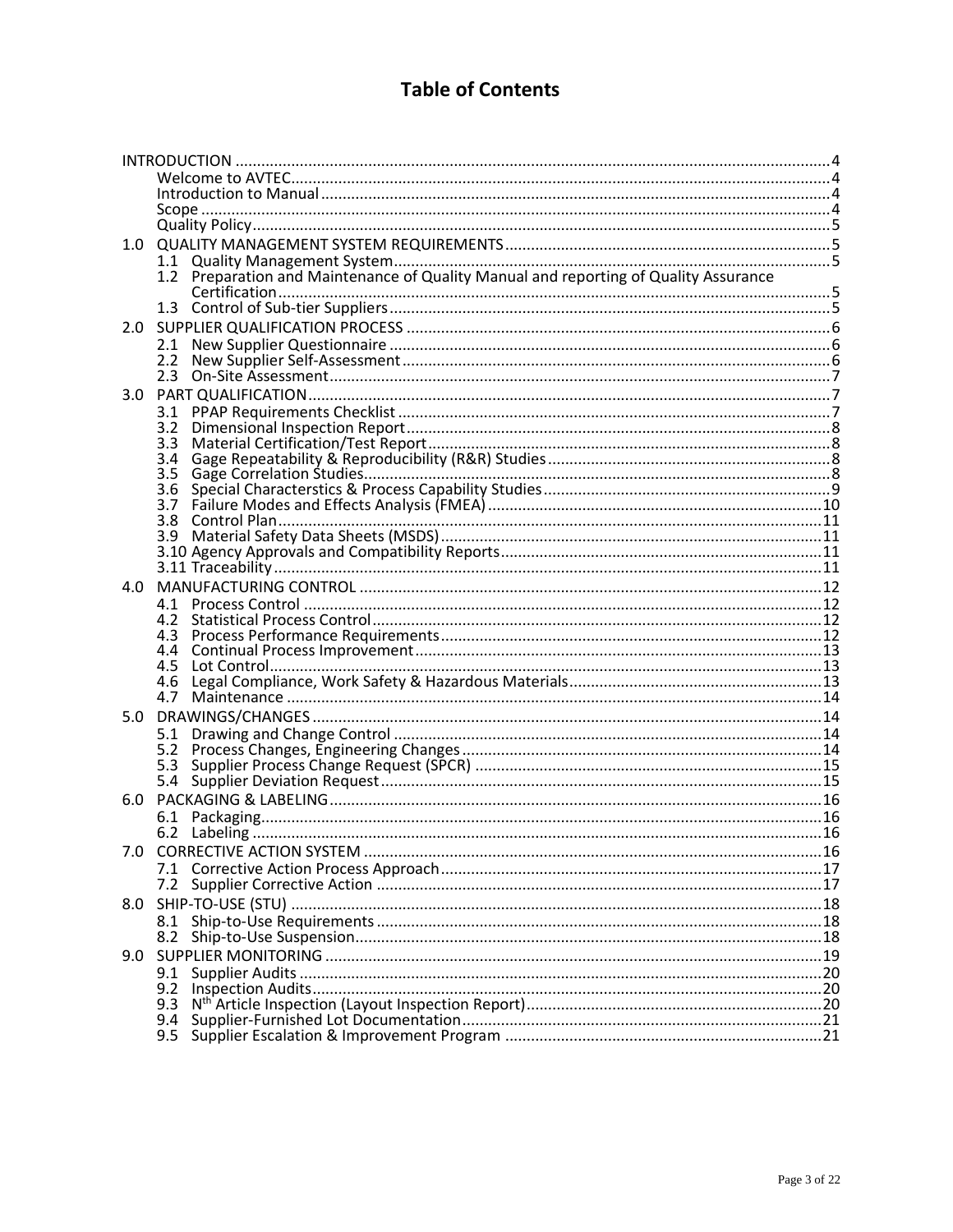# Table of Contents

INTRODUCTION .......... 4
- Welcome to AVTEC .......... 4
- Introduction to Manual .......... 4
- Scope .......... 4
- Quality Policy .......... 5

1.0 QUALITY MANAGEMENT SYSTEM REQUIREMENTS .......... 5
- 1.1 Quality Management System .......... 5
- 1.2 Preparation and Maintenance of Quality Manual and reporting of Quality Assurance Certification .......... 5
- 1.3 Control of Sub-tier Suppliers .......... 5

2.0 SUPPLIER QUALIFICATION PROCESS .......... 6
- 2.1 New Supplier Questionnaire .......... 6
- 2.2 New Supplier Self-Assessment .......... 6
- 2.3 On-Site Assessment .......... 7

3.0 PART QUALIFICATION .......... 7
- 3.1 PPAP Requirements Checklist .......... 7
- 3.2 Dimensional Inspection Report .......... 8
- 3.3 Material Certification/Test Report .......... 8
- 3.4 Gage Repeatability & Reproducibility (R&R) Studies .......... 8
- 3.5 Gage Correlation Studies .......... 8
- 3.6 Special Characterstics & Process Capability Studies .......... 9
- 3.7 Failure Modes and Effects Analysis (FMEA) .......... 10
- 3.8 Control Plan .......... 11
- 3.9 Material Safety Data Sheets (MSDS) .......... 11
- 3.10 Agency Approvals and Compatibility Reports .......... 11
- 3.11 Traceability .......... 11

4.0 MANUFACTURING CONTROL .......... 12
- 4.1 Process Control .......... 12
- 4.2 Statistical Process Control .......... 12
- 4.3 Process Performance Requirements .......... 12
- 4.4 Continual Process Improvement .......... 13
- 4.5 Lot Control .......... 13
- 4.6 Legal Compliance, Work Safety & Hazardous Materials .......... 13
- 4.7 Maintenance .......... 14

5.0 DRAWINGS/CHANGES .......... 14
- 5.1 Drawing and Change Control .......... 14
- 5.2 Process Changes, Engineering Changes .......... 14
- 5.3 Supplier Process Change Request (SPCR) .......... 15
- 5.4 Supplier Deviation Request .......... 15

6.0 PACKAGING & LABELING .......... 16
- 6.1 Packaging .......... 16
- 6.2 Labeling .......... 16

7.0 CORRECTIVE ACTION SYSTEM .......... 16
- 7.1 Corrective Action Process Approach .......... 17
- 7.2 Supplier Corrective Action .......... 17

8.0 SHIP-TO-USE (STU) .......... 18
- 8.1 Ship-to-Use Requirements .......... 18
- 8.2 Ship-to-Use Suspension .......... 18

9.0 SUPPLIER MONITORING .......... 19
- 9.1 Supplier Audits .......... 20
- 9.2 Inspection Audits .......... 20
- 9.3 N$^{th}$ Article Inspection (Layout Inspection Report) .......... 20
- 9.4 Supplier-Furnished Lot Documentation .......... 21
- 9.5 Supplier Escalation & Improvement Program .......... 21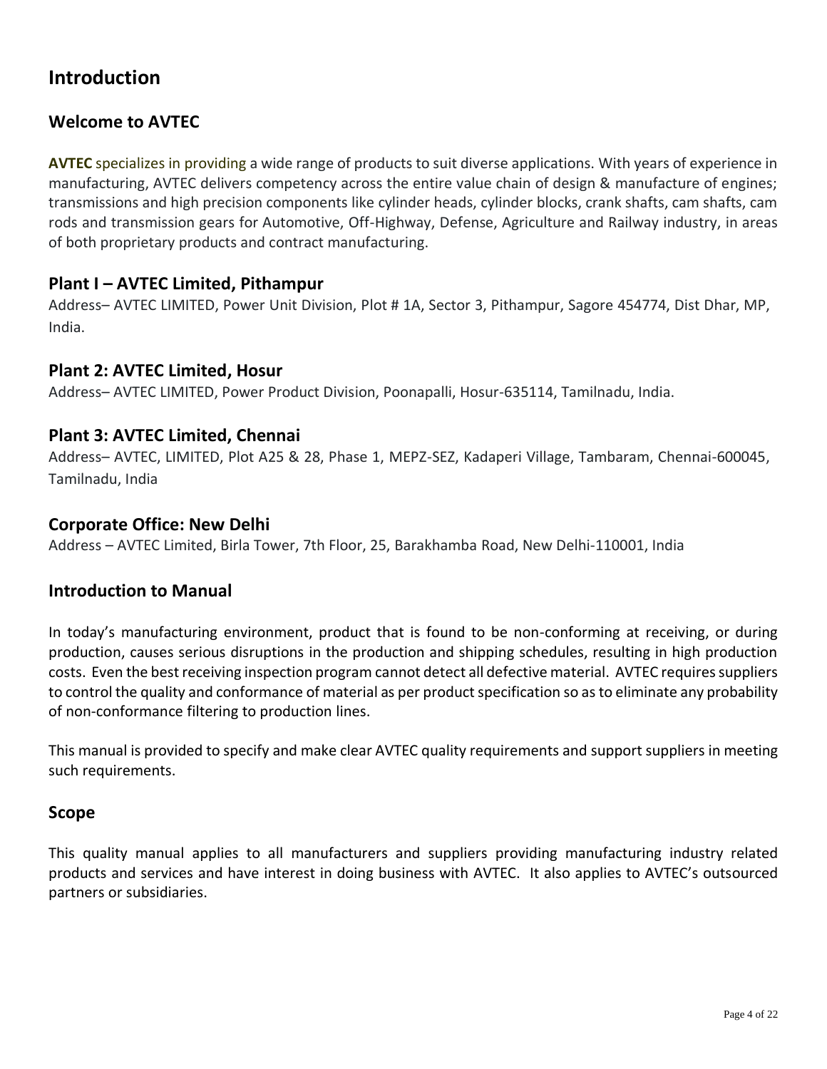# Introduction

## Welcome to AVTEC

**AVTEC** specializes in providing a wide range of products to suit diverse applications. With years of experience in manufacturing, AVTEC delivers competency across the entire value chain of design & manufacture of engines; transmissions and high precision components like cylinder heads, cylinder blocks, crank shafts, cam shafts, cam rods and transmission gears for Automotive, Off-Highway, Defense, Agriculture and Railway industry, in areas of both proprietary products and contract manufacturing.

### Plant I – AVTEC Limited, Pithampur

Address– AVTEC LIMITED, Power Unit Division, Plot # 1A, Sector 3, Pithampur, Sagore 454774, Dist Dhar, MP, India.

### Plant 2: AVTEC Limited, Hosur

Address– AVTEC LIMITED, Power Product Division, Poonapalli, Hosur-635114, Tamilnadu, India.

### Plant 3: AVTEC Limited, Chennai

Address– AVTEC, LIMITED, Plot A25 & 28, Phase 1, MEPZ-SEZ, Kadaperi Village, Tambaram, Chennai-600045, Tamilnadu, India

### Corporate Office: New Delhi

Address – AVTEC Limited, Birla Tower, 7th Floor, 25, Barakhamba Road, New Delhi-110001, India

## Introduction to Manual

In today's manufacturing environment, product that is found to be non-conforming at receiving, or during production, causes serious disruptions in the production and shipping schedules, resulting in high production costs. Even the best receiving inspection program cannot detect all defective material. AVTEC requires suppliers to control the quality and conformance of material as per product specification so as to eliminate any probability of non-conformance filtering to production lines.

This manual is provided to specify and make clear AVTEC quality requirements and support suppliers in meeting such requirements.

## Scope

This quality manual applies to all manufacturers and suppliers providing manufacturing industry related products and services and have interest in doing business with AVTEC. It also applies to AVTEC's outsourced partners or subsidiaries.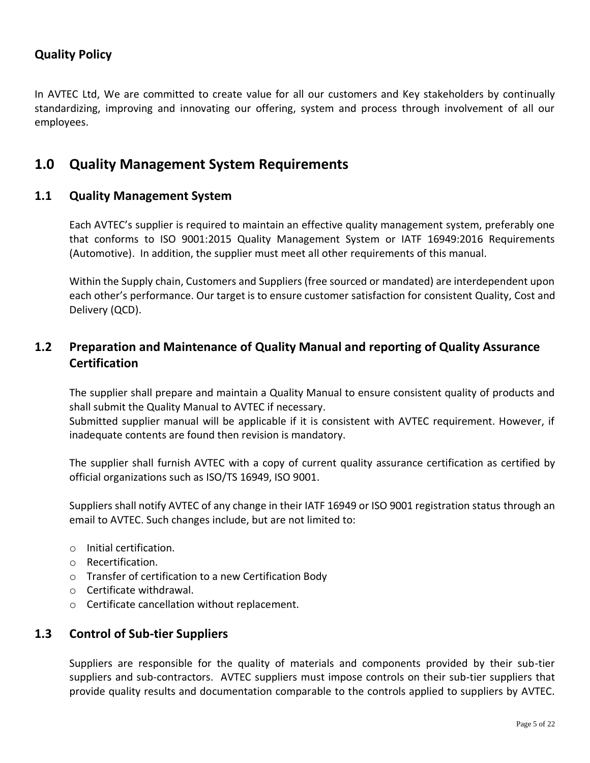### Quality Policy

In AVTEC Ltd, We are committed to create value for all our customers and Key stakeholders by continually standardizing, improving and innovating our offering, system and process through involvement of all our employees.

## 1.0 Quality Management System Requirements

### 1.1 Quality Management System

Each AVTEC's supplier is required to maintain an effective quality management system, preferably one that conforms to ISO 9001:2015 Quality Management System or IATF 16949:2016 Requirements (Automotive). In addition, the supplier must meet all other requirements of this manual.

Within the Supply chain, Customers and Suppliers (free sourced or mandated) are interdependent upon each other's performance. Our target is to ensure customer satisfaction for consistent Quality, Cost and Delivery (QCD).

### 1.2 Preparation and Maintenance of Quality Manual and reporting of Quality Assurance Certification

The supplier shall prepare and maintain a Quality Manual to ensure consistent quality of products and shall submit the Quality Manual to AVTEC if necessary.
Submitted supplier manual will be applicable if it is consistent with AVTEC requirement. However, if inadequate contents are found then revision is mandatory.

The supplier shall furnish AVTEC with a copy of current quality assurance certification as certified by official organizations such as ISO/TS 16949, ISO 9001.

Suppliers shall notify AVTEC of any change in their IATF 16949 or ISO 9001 registration status through an email to AVTEC. Such changes include, but are not limited to:

- Initial certification.
- Recertification.
- Transfer of certification to a new Certification Body
- Certificate withdrawal.
- Certificate cancellation without replacement.

### 1.3 Control of Sub-tier Suppliers

Suppliers are responsible for the quality of materials and components provided by their sub-tier suppliers and sub-contractors. AVTEC suppliers must impose controls on their sub-tier suppliers that provide quality results and documentation comparable to the controls applied to suppliers by AVTEC.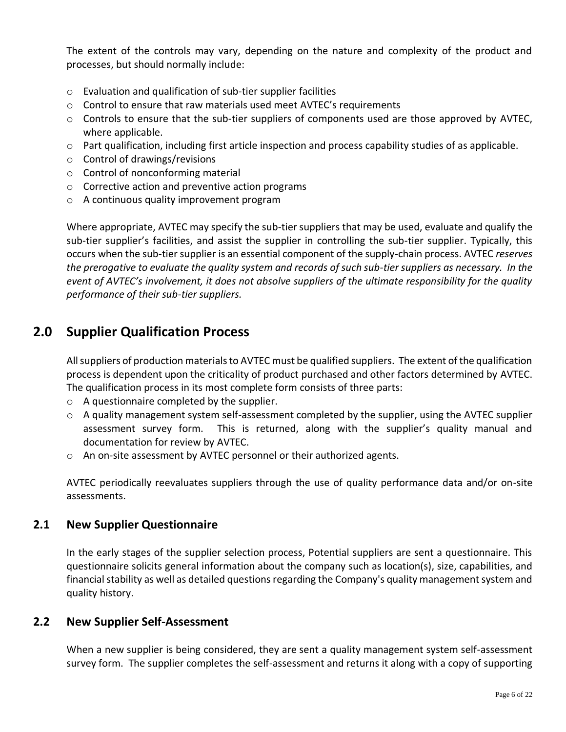The extent of the controls may vary, depending on the nature and complexity of the product and processes, but should normally include:

- Evaluation and qualification of sub-tier supplier facilities
- Control to ensure that raw materials used meet AVTEC's requirements
- Controls to ensure that the sub-tier suppliers of components used are those approved by AVTEC, where applicable.
- Part qualification, including first article inspection and process capability studies of as applicable.
- Control of drawings/revisions
- Control of nonconforming material
- Corrective action and preventive action programs
- A continuous quality improvement program

Where appropriate, AVTEC may specify the sub-tier suppliers that may be used, evaluate and qualify the sub-tier supplier's facilities, and assist the supplier in controlling the sub-tier supplier. Typically, this occurs when the sub-tier supplier is an essential component of the supply-chain process. AVTEC *reserves the prerogative to evaluate the quality system and records of such sub-tier suppliers as necessary. In the event of AVTEC's involvement, it does not absolve suppliers of the ultimate responsibility for the quality performance of their sub-tier suppliers.*

# 2.0 Supplier Qualification Process

All suppliers of production materials to AVTEC must be qualified suppliers. The extent of the qualification process is dependent upon the criticality of product purchased and other factors determined by AVTEC. The qualification process in its most complete form consists of three parts:

- A questionnaire completed by the supplier.
- A quality management system self-assessment completed by the supplier, using the AVTEC supplier assessment survey form. This is returned, along with the supplier's quality manual and documentation for review by AVTEC.
- An on-site assessment by AVTEC personnel or their authorized agents.

AVTEC periodically reevaluates suppliers through the use of quality performance data and/or on-site assessments.

## 2.1 New Supplier Questionnaire

In the early stages of the supplier selection process, Potential suppliers are sent a questionnaire. This questionnaire solicits general information about the company such as location(s), size, capabilities, and financial stability as well as detailed questions regarding the Company's quality management system and quality history.

## 2.2 New Supplier Self-Assessment

When a new supplier is being considered, they are sent a quality management system self-assessment survey form. The supplier completes the self-assessment and returns it along with a copy of supporting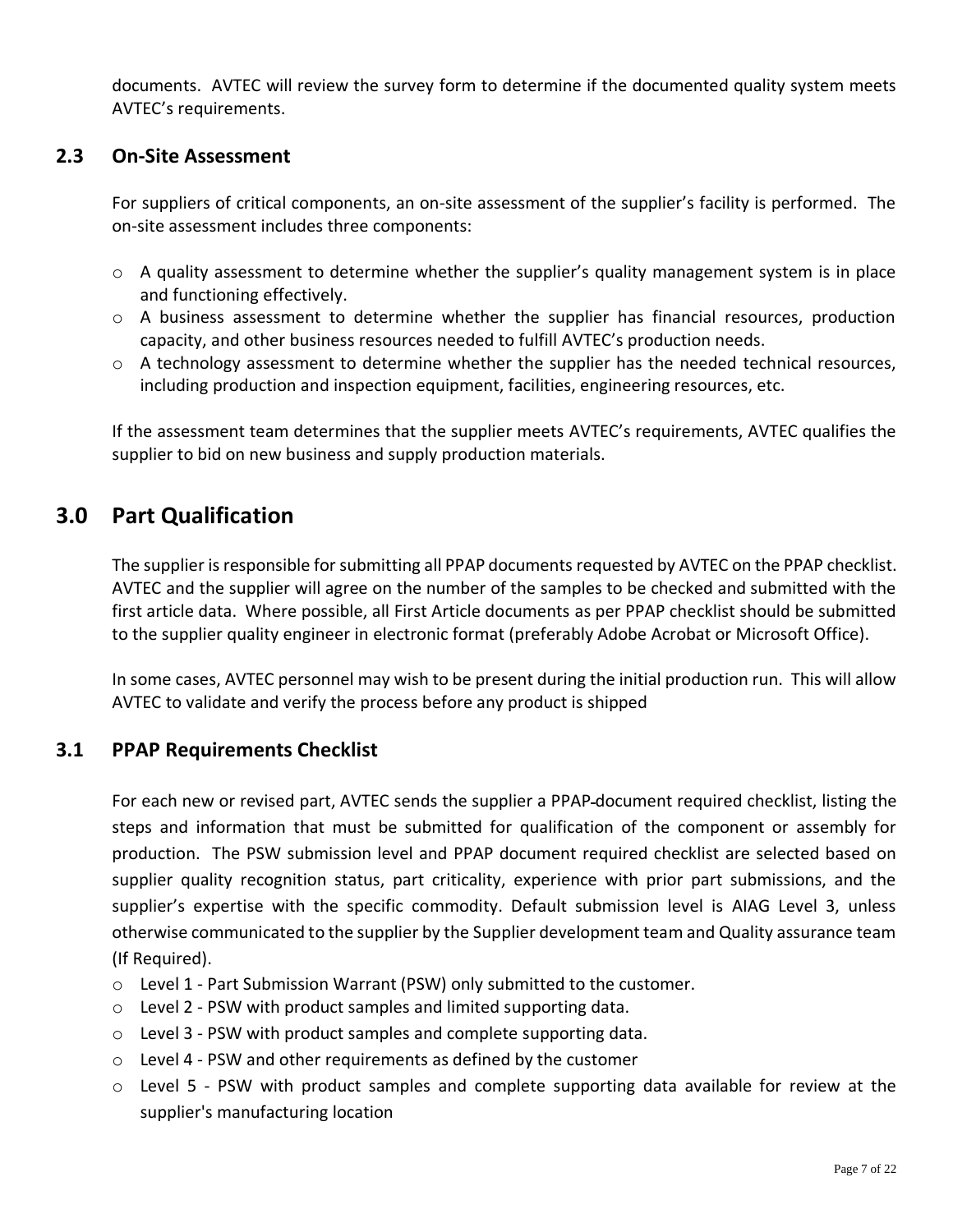documents. AVTEC will review the survey form to determine if the documented quality system meets AVTEC's requirements.

### 2.3 On-Site Assessment

For suppliers of critical components, an on-site assessment of the supplier's facility is performed. The on-site assessment includes three components:

- A quality assessment to determine whether the supplier's quality management system is in place and functioning effectively.
- A business assessment to determine whether the supplier has financial resources, production capacity, and other business resources needed to fulfill AVTEC's production needs.
- A technology assessment to determine whether the supplier has the needed technical resources, including production and inspection equipment, facilities, engineering resources, etc.

If the assessment team determines that the supplier meets AVTEC's requirements, AVTEC qualifies the supplier to bid on new business and supply production materials.

## 3.0 Part Qualification

The supplier is responsible for submitting all PPAP documents requested by AVTEC on the PPAP checklist. AVTEC and the supplier will agree on the number of the samples to be checked and submitted with the first article data. Where possible, all First Article documents as per PPAP checklist should be submitted to the supplier quality engineer in electronic format (preferably Adobe Acrobat or Microsoft Office).

In some cases, AVTEC personnel may wish to be present during the initial production run. This will allow AVTEC to validate and verify the process before any product is shipped

### 3.1 PPAP Requirements Checklist

For each new or revised part, AVTEC sends the supplier a PPAP document required checklist, listing the steps and information that must be submitted for qualification of the component or assembly for production. The PSW submission level and PPAP document required checklist are selected based on supplier quality recognition status, part criticality, experience with prior part submissions, and the supplier's expertise with the specific commodity. Default submission level is AIAG Level 3, unless otherwise communicated to the supplier by the Supplier development team and Quality assurance team (If Required).

- Level 1 - Part Submission Warrant (PSW) only submitted to the customer.
- Level 2 - PSW with product samples and limited supporting data.
- Level 3 - PSW with product samples and complete supporting data.
- Level 4 - PSW and other requirements as defined by the customer
- Level 5 - PSW with product samples and complete supporting data available for review at the supplier's manufacturing location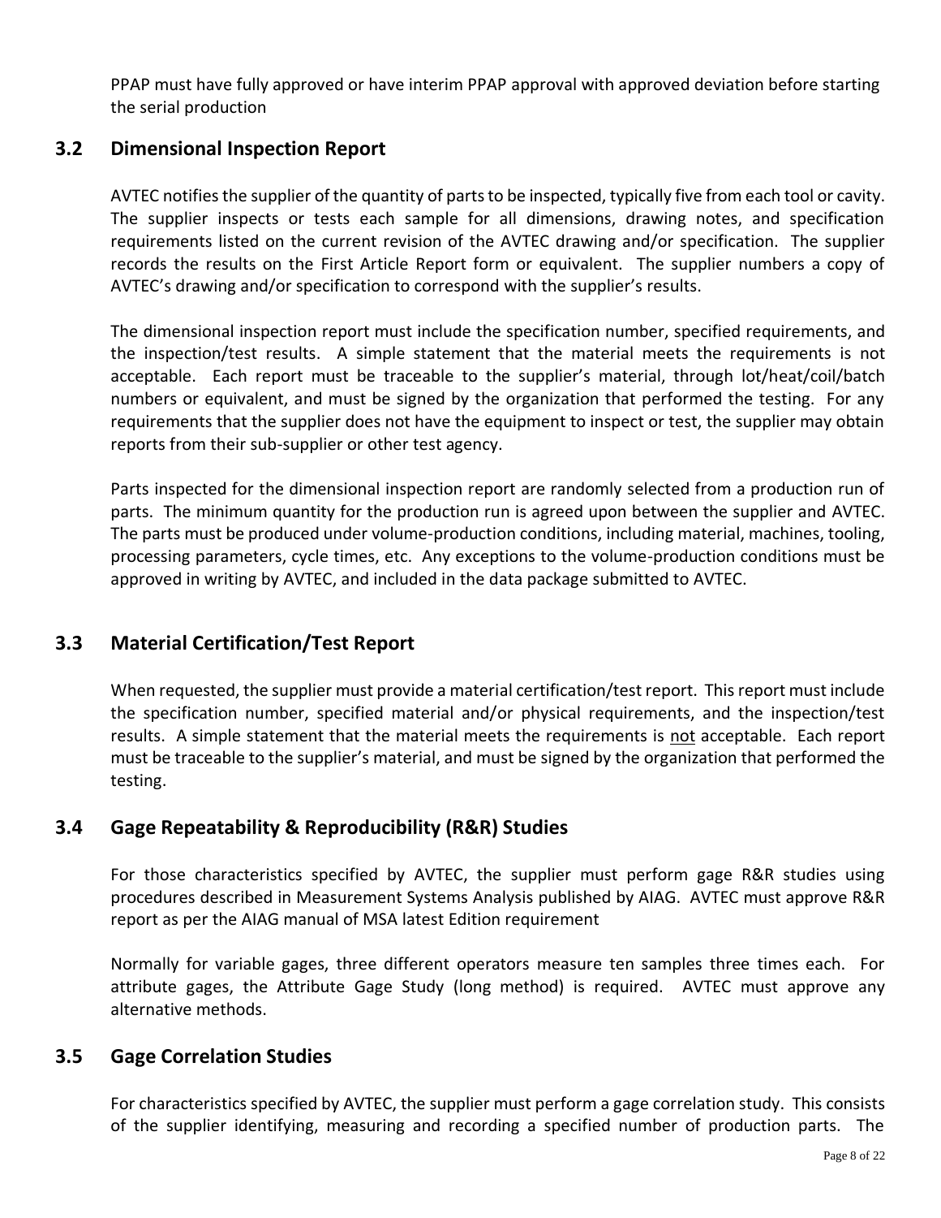PPAP must have fully approved or have interim PPAP approval with approved deviation before starting the serial production

## 3.2 Dimensional Inspection Report

AVTEC notifies the supplier of the quantity of parts to be inspected, typically five from each tool or cavity. The supplier inspects or tests each sample for all dimensions, drawing notes, and specification requirements listed on the current revision of the AVTEC drawing and/or specification. The supplier records the results on the First Article Report form or equivalent. The supplier numbers a copy of AVTEC's drawing and/or specification to correspond with the supplier's results.

The dimensional inspection report must include the specification number, specified requirements, and the inspection/test results. A simple statement that the material meets the requirements is not acceptable. Each report must be traceable to the supplier's material, through lot/heat/coil/batch numbers or equivalent, and must be signed by the organization that performed the testing. For any requirements that the supplier does not have the equipment to inspect or test, the supplier may obtain reports from their sub-supplier or other test agency.

Parts inspected for the dimensional inspection report are randomly selected from a production run of parts. The minimum quantity for the production run is agreed upon between the supplier and AVTEC. The parts must be produced under volume-production conditions, including material, machines, tooling, processing parameters, cycle times, etc. Any exceptions to the volume-production conditions must be approved in writing by AVTEC, and included in the data package submitted to AVTEC.

## 3.3 Material Certification/Test Report

When requested, the supplier must provide a material certification/test report. This report must include the specification number, specified material and/or physical requirements, and the inspection/test results. A simple statement that the material meets the requirements is not acceptable. Each report must be traceable to the supplier's material, and must be signed by the organization that performed the testing.

## 3.4 Gage Repeatability & Reproducibility (R&R) Studies

For those characteristics specified by AVTEC, the supplier must perform gage R&R studies using procedures described in Measurement Systems Analysis published by AIAG. AVTEC must approve R&R report as per the AIAG manual of MSA latest Edition requirement

Normally for variable gages, three different operators measure ten samples three times each. For attribute gages, the Attribute Gage Study (long method) is required. AVTEC must approve any alternative methods.

## 3.5 Gage Correlation Studies

For characteristics specified by AVTEC, the supplier must perform a gage correlation study. This consists of the supplier identifying, measuring and recording a specified number of production parts. The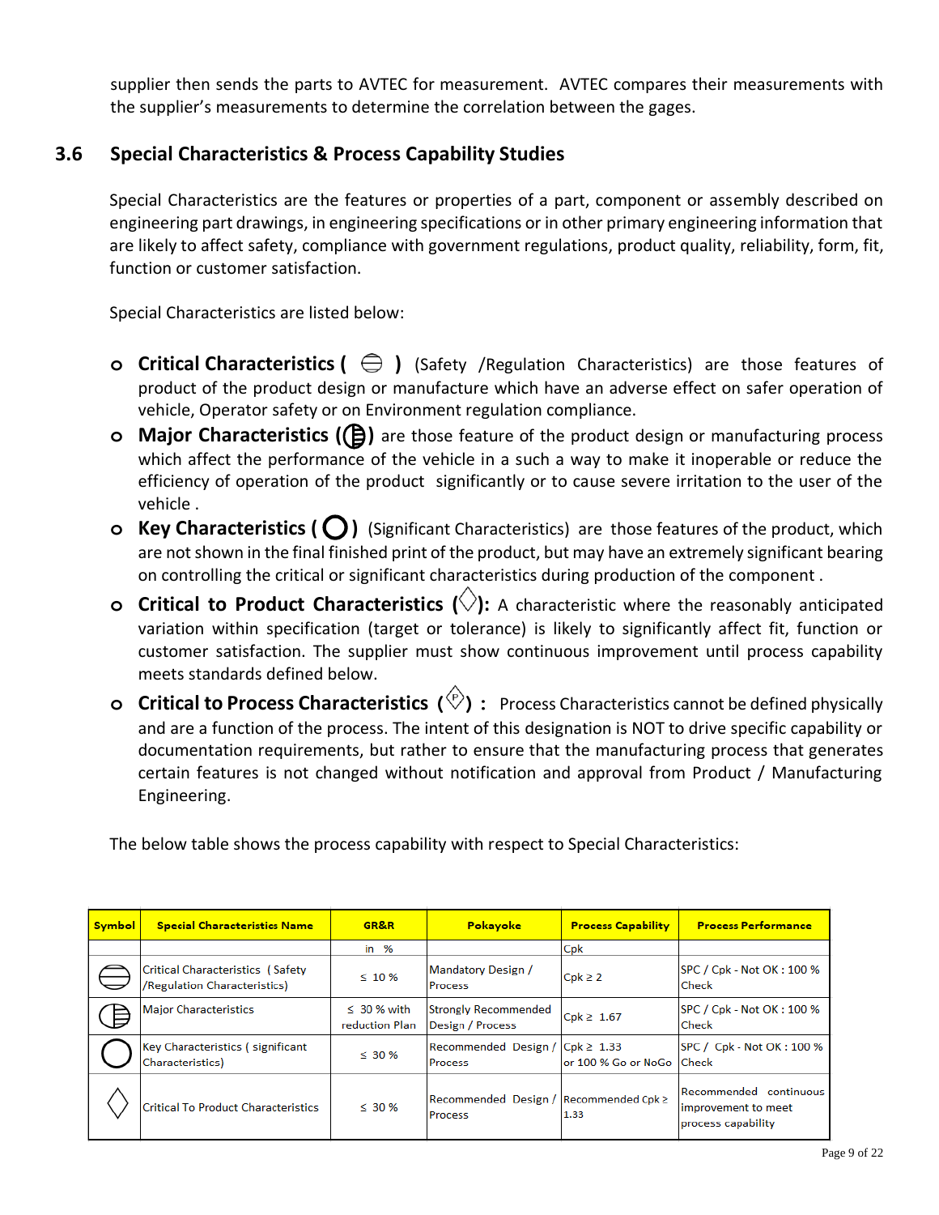supplier then sends the parts to AVTEC for measurement. AVTEC compares their measurements with the supplier's measurements to determine the correlation between the gages.

## 3.6 Special Characteristics & Process Capability Studies

Special Characteristics are the features or properties of a part, component or assembly described on engineering part drawings, in engineering specifications or in other primary engineering information that are likely to affect safety, compliance with government regulations, product quality, reliability, form, fit, function or customer satisfaction.

Special Characteristics are listed below:

- **Critical Characteristics ( ⊖ )** (Safety /Regulation Characteristics) are those features of product of the product design or manufacture which have an adverse effect on safer operation of vehicle, Operator safety or on Environment regulation compliance.
- **Major Characteristics (⊜)** are those feature of the product design or manufacturing process which affect the performance of the vehicle in a such a way to make it inoperable or reduce the efficiency of operation of the product significantly or to cause severe irritation to the user of the vehicle .
- **Key Characteristics ( ◯ )** (Significant Characteristics) are those features of the product, which are not shown in the final finished print of the product, but may have an extremely significant bearing on controlling the critical or significant characteristics during production of the component .
- **Critical to Product Characteristics (♢):** A characteristic where the reasonably anticipated variation within specification (target or tolerance) is likely to significantly affect fit, function or customer satisfaction. The supplier must show continuous improvement until process capability meets standards defined below.
- **Critical to Process Characteristics (♢P) :** Process Characteristics cannot be defined physically and are a function of the process. The intent of this designation is NOT to drive specific capability or documentation requirements, but rather to ensure that the manufacturing process that generates certain features is not changed without notification and approval from Product / Manufacturing Engineering.

The below table shows the process capability with respect to Special Characteristics:

| Symbol | Special Characteristics Name | GR&R | Pokayoke | Process Capability | Process Performance |
|---|---|---|---|---|---|
| | | in % | | Cpk | |
| ⊖ | Critical Characteristics ( Safety /Regulation Characteristics) | ≤ 10 % | Mandatory Design / Process | Cpk ≥ 2 | SPC / Cpk - Not OK : 100 % Check |
| ⊜ | Major Characteristics | ≤ 30 % with reduction Plan | Strongly Recommended Design / Process | Cpk ≥ 1.67 | SPC / Cpk - Not OK : 100 % Check |
| ◯ | Key Characteristics ( significant Characteristics) | ≤ 30 % | Recommended Design / Process | Cpk ≥ 1.33 or 100 % Go or NoGo | SPC / Cpk - Not OK : 100 % Check |
| ♢ | Critical To Product Characteristics | ≤ 30 % | Recommended Design / Process | Recommended Cpk ≥ 1.33 | Recommended continuous improvement to meet process capability |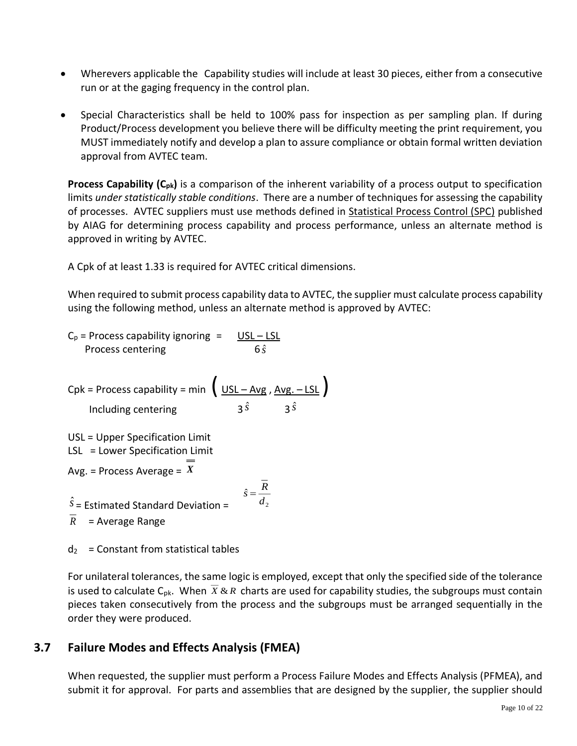- Wherevers applicable the Capability studies will include at least 30 pieces, either from a consecutive run or at the gaging frequency in the control plan.

- Special Characteristics shall be held to 100% pass for inspection as per sampling plan. If during Product/Process development you believe there will be difficulty meeting the print requirement, you MUST immediately notify and develop a plan to assure compliance or obtain formal written deviation approval from AVTEC team.

**Process Capability ($C_{pk}$)** is a comparison of the inherent variability of a process output to specification limits *under statistically stable conditions*. There are a number of techniques for assessing the capability of processes. AVTEC suppliers must use methods defined in Statistical Process Control (SPC) published by AIAG for determining process capability and process performance, unless an alternate method is approved in writing by AVTEC.

A Cpk of at least 1.33 is required for AVTEC critical dimensions.

When required to submit process capability data to AVTEC, the supplier must calculate process capability using the following method, unless an alternate method is approved by AVTEC:

$C_p$ = Process capability ignoring Process centering = $\dfrac{USL - LSL}{6\hat{s}}$

Cpk = Process capability Including centering = $\min\left(\dfrac{USL - Avg}{3\hat{s}}, \dfrac{Avg. - LSL}{3\hat{s}}\right)$

USL = Upper Specification Limit

LSL = Lower Specification Limit

Avg. = Process Average = $\overline{\overline{X}}$

$\hat{s}$ = Estimated Standard Deviation = $\hat{s} = \dfrac{\overline{R}}{d_2}$

$\overline{R}$ = Average Range

$d_2$ = Constant from statistical tables

For unilateral tolerances, the same logic is employed, except that only the specified side of the tolerance is used to calculate $C_{pk}$. When $\overline{X}$ & $R$ charts are used for capability studies, the subgroups must contain pieces taken consecutively from the process and the subgroups must be arranged sequentially in the order they were produced.

## 3.7 Failure Modes and Effects Analysis (FMEA)

When requested, the supplier must perform a Process Failure Modes and Effects Analysis (PFMEA), and submit it for approval. For parts and assemblies that are designed by the supplier, the supplier should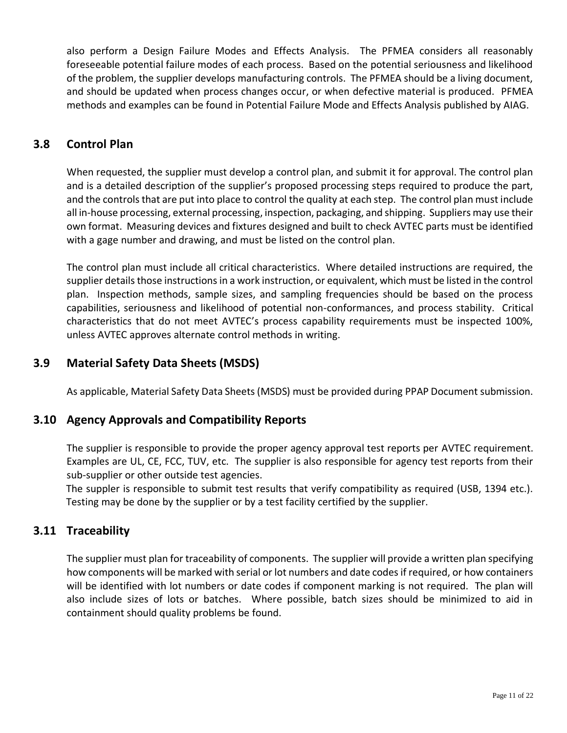also perform a Design Failure Modes and Effects Analysis. The PFMEA considers all reasonably foreseeable potential failure modes of each process. Based on the potential seriousness and likelihood of the problem, the supplier develops manufacturing controls. The PFMEA should be a living document, and should be updated when process changes occur, or when defective material is produced. PFMEA methods and examples can be found in Potential Failure Mode and Effects Analysis published by AIAG.

## 3.8 Control Plan

When requested, the supplier must develop a control plan, and submit it for approval. The control plan and is a detailed description of the supplier's proposed processing steps required to produce the part, and the controls that are put into place to control the quality at each step. The control plan must include all in-house processing, external processing, inspection, packaging, and shipping. Suppliers may use their own format. Measuring devices and fixtures designed and built to check AVTEC parts must be identified with a gage number and drawing, and must be listed on the control plan.

The control plan must include all critical characteristics. Where detailed instructions are required, the supplier details those instructions in a work instruction, or equivalent, which must be listed in the control plan. Inspection methods, sample sizes, and sampling frequencies should be based on the process capabilities, seriousness and likelihood of potential non-conformances, and process stability. Critical characteristics that do not meet AVTEC's process capability requirements must be inspected 100%, unless AVTEC approves alternate control methods in writing.

## 3.9 Material Safety Data Sheets (MSDS)

As applicable, Material Safety Data Sheets (MSDS) must be provided during PPAP Document submission.

## 3.10 Agency Approvals and Compatibility Reports

The supplier is responsible to provide the proper agency approval test reports per AVTEC requirement. Examples are UL, CE, FCC, TUV, etc. The supplier is also responsible for agency test reports from their sub-supplier or other outside test agencies.

The suppler is responsible to submit test results that verify compatibility as required (USB, 1394 etc.). Testing may be done by the supplier or by a test facility certified by the supplier.

## 3.11 Traceability

The supplier must plan for traceability of components. The supplier will provide a written plan specifying how components will be marked with serial or lot numbers and date codes if required, or how containers will be identified with lot numbers or date codes if component marking is not required. The plan will also include sizes of lots or batches. Where possible, batch sizes should be minimized to aid in containment should quality problems be found.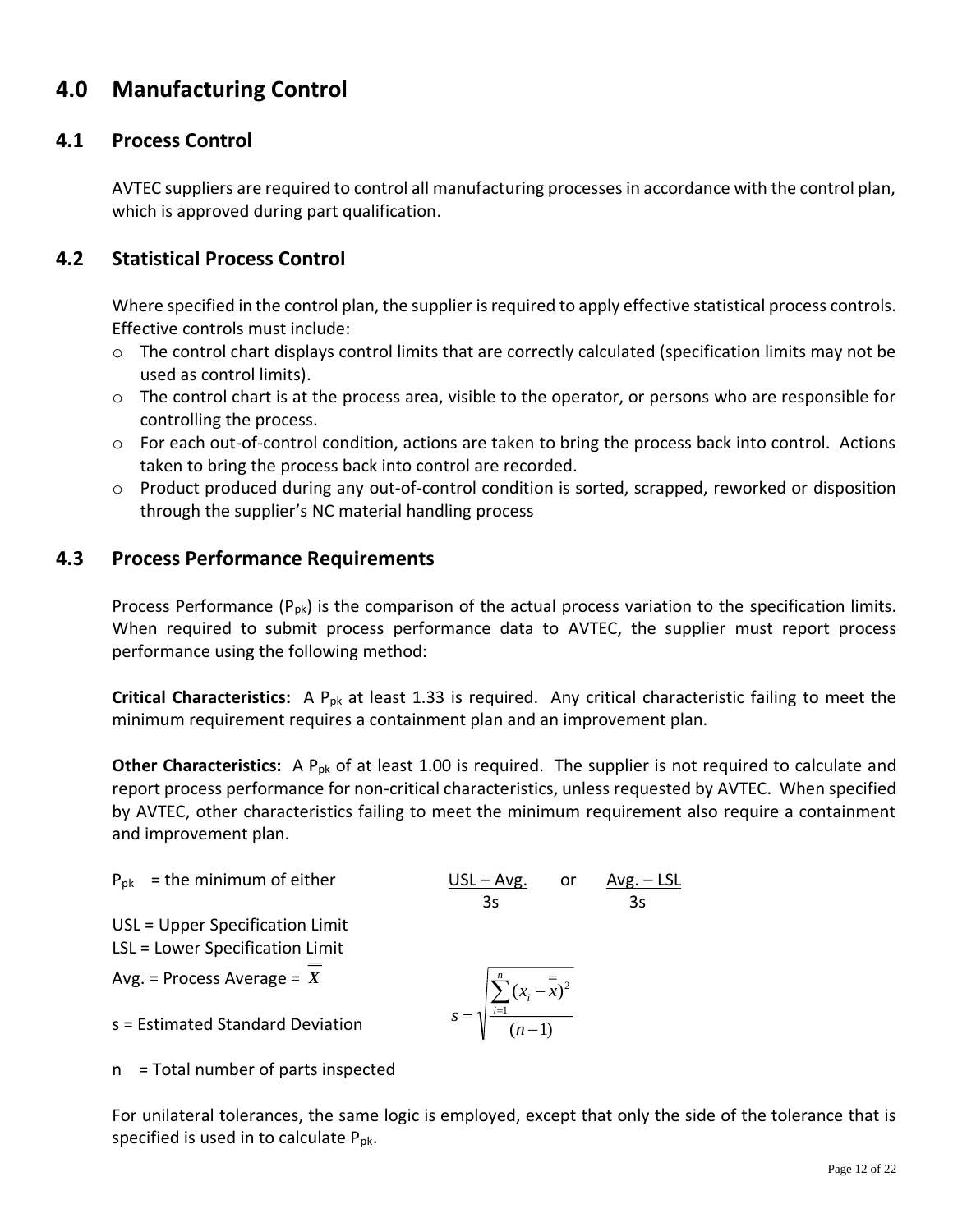# 4.0 Manufacturing Control

## 4.1 Process Control

AVTEC suppliers are required to control all manufacturing processes in accordance with the control plan, which is approved during part qualification.

## 4.2 Statistical Process Control

Where specified in the control plan, the supplier is required to apply effective statistical process controls. Effective controls must include:

- The control chart displays control limits that are correctly calculated (specification limits may not be used as control limits).
- The control chart is at the process area, visible to the operator, or persons who are responsible for controlling the process.
- For each out-of-control condition, actions are taken to bring the process back into control. Actions taken to bring the process back into control are recorded.
- Product produced during any out-of-control condition is sorted, scrapped, reworked or disposition through the supplier's NC material handling process

## 4.3 Process Performance Requirements

Process Performance ($P_{pk}$) is the comparison of the actual process variation to the specification limits. When required to submit process performance data to AVTEC, the supplier must report process performance using the following method:

**Critical Characteristics:** A $P_{pk}$ at least 1.33 is required. Any critical characteristic failing to meet the minimum requirement requires a containment plan and an improvement plan.

**Other Characteristics:** A $P_{pk}$ of at least 1.00 is required. The supplier is not required to calculate and report process performance for non-critical characteristics, unless requested by AVTEC. When specified by AVTEC, other characteristics failing to meet the minimum requirement also require a containment and improvement plan.

$P_{pk}$ = the minimum of either $\frac{USL - Avg.}{3s}$ or $\frac{Avg. - LSL}{3s}$

USL = Upper Specification Limit

LSL = Lower Specification Limit

Avg. = Process Average = $\overline{\overline{X}}$

s = Estimated Standard Deviation

$$s = \sqrt{\frac{\sum_{i=1}^{n}(x_i - \overline{\overline{x}})^2}{(n-1)}}$$

n = Total number of parts inspected

For unilateral tolerances, the same logic is employed, except that only the side of the tolerance that is specified is used in to calculate $P_{pk}$.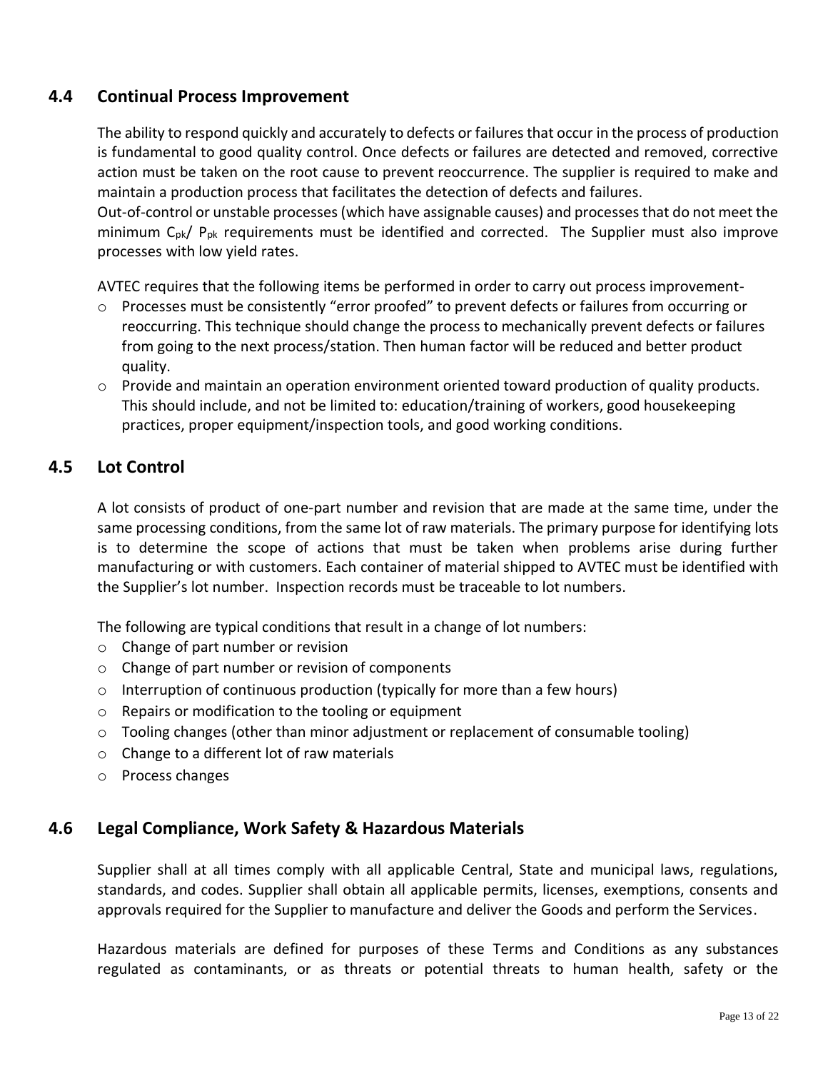## 4.4 Continual Process Improvement

The ability to respond quickly and accurately to defects or failures that occur in the process of production is fundamental to good quality control. Once defects or failures are detected and removed, corrective action must be taken on the root cause to prevent reoccurrence. The supplier is required to make and maintain a production process that facilitates the detection of defects and failures.
Out-of-control or unstable processes (which have assignable causes) and processes that do not meet the minimum $C_{pk}$/ $P_{pk}$ requirements must be identified and corrected. The Supplier must also improve processes with low yield rates.

AVTEC requires that the following items be performed in order to carry out process improvement-

- Processes must be consistently "error proofed" to prevent defects or failures from occurring or reoccurring. This technique should change the process to mechanically prevent defects or failures from going to the next process/station. Then human factor will be reduced and better product quality.
- Provide and maintain an operation environment oriented toward production of quality products. This should include, and not be limited to: education/training of workers, good housekeeping practices, proper equipment/inspection tools, and good working conditions.

## 4.5 Lot Control

A lot consists of product of one-part number and revision that are made at the same time, under the same processing conditions, from the same lot of raw materials. The primary purpose for identifying lots is to determine the scope of actions that must be taken when problems arise during further manufacturing or with customers. Each container of material shipped to AVTEC must be identified with the Supplier's lot number. Inspection records must be traceable to lot numbers.

The following are typical conditions that result in a change of lot numbers:

- Change of part number or revision
- Change of part number or revision of components
- Interruption of continuous production (typically for more than a few hours)
- Repairs or modification to the tooling or equipment
- Tooling changes (other than minor adjustment or replacement of consumable tooling)
- Change to a different lot of raw materials
- Process changes

## 4.6 Legal Compliance, Work Safety & Hazardous Materials

Supplier shall at all times comply with all applicable Central, State and municipal laws, regulations, standards, and codes. Supplier shall obtain all applicable permits, licenses, exemptions, consents and approvals required for the Supplier to manufacture and deliver the Goods and perform the Services.

Hazardous materials are defined for purposes of these Terms and Conditions as any substances regulated as contaminants, or as threats or potential threats to human health, safety or the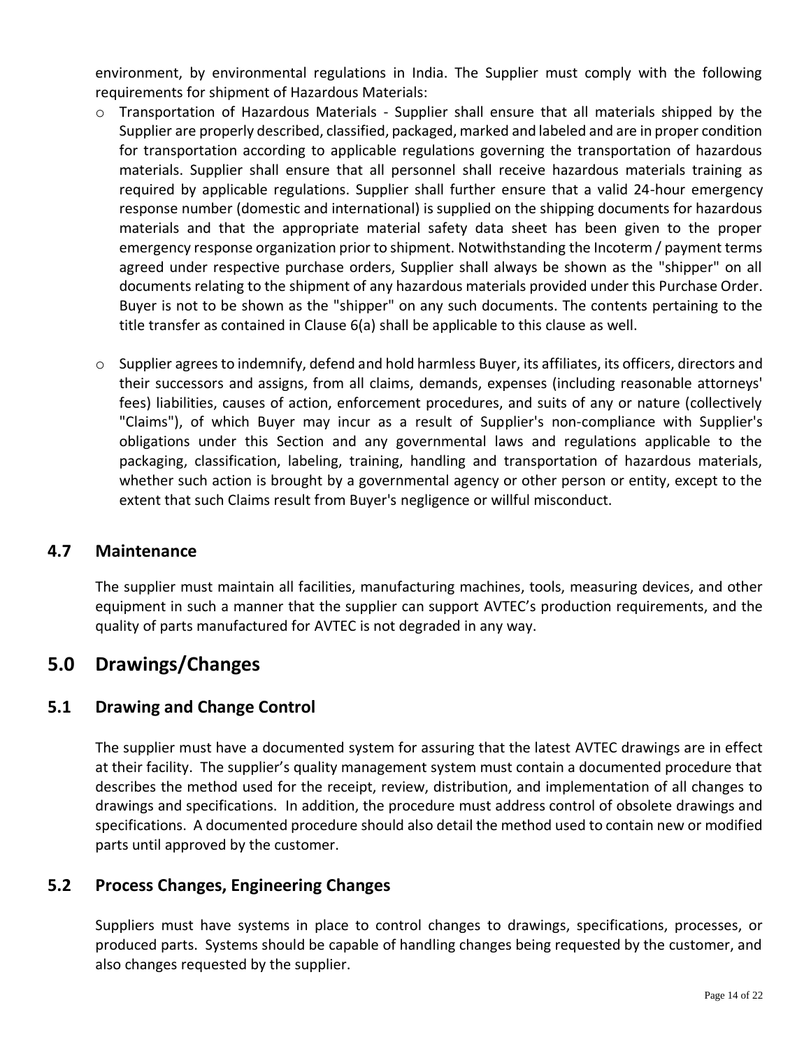environment, by environmental regulations in India. The Supplier must comply with the following requirements for shipment of Hazardous Materials:

- Transportation of Hazardous Materials - Supplier shall ensure that all materials shipped by the Supplier are properly described, classified, packaged, marked and labeled and are in proper condition for transportation according to applicable regulations governing the transportation of hazardous materials. Supplier shall ensure that all personnel shall receive hazardous materials training as required by applicable regulations. Supplier shall further ensure that a valid 24-hour emergency response number (domestic and international) is supplied on the shipping documents for hazardous materials and that the appropriate material safety data sheet has been given to the proper emergency response organization prior to shipment. Notwithstanding the Incoterm / payment terms agreed under respective purchase orders, Supplier shall always be shown as the "shipper" on all documents relating to the shipment of any hazardous materials provided under this Purchase Order. Buyer is not to be shown as the "shipper" on any such documents. The contents pertaining to the title transfer as contained in Clause 6(a) shall be applicable to this clause as well.

- Supplier agrees to indemnify, defend and hold harmless Buyer, its affiliates, its officers, directors and their successors and assigns, from all claims, demands, expenses (including reasonable attorneys' fees) liabilities, causes of action, enforcement procedures, and suits of any or nature (collectively "Claims"), of which Buyer may incur as a result of Supplier's non-compliance with Supplier's obligations under this Section and any governmental laws and regulations applicable to the packaging, classification, labeling, training, handling and transportation of hazardous materials, whether such action is brought by a governmental agency or other person or entity, except to the extent that such Claims result from Buyer's negligence or willful misconduct.

### 4.7 Maintenance

The supplier must maintain all facilities, manufacturing machines, tools, measuring devices, and other equipment in such a manner that the supplier can support AVTEC's production requirements, and the quality of parts manufactured for AVTEC is not degraded in any way.

## 5.0 Drawings/Changes

### 5.1 Drawing and Change Control

The supplier must have a documented system for assuring that the latest AVTEC drawings are in effect at their facility. The supplier's quality management system must contain a documented procedure that describes the method used for the receipt, review, distribution, and implementation of all changes to drawings and specifications. In addition, the procedure must address control of obsolete drawings and specifications. A documented procedure should also detail the method used to contain new or modified parts until approved by the customer.

### 5.2 Process Changes, Engineering Changes

Suppliers must have systems in place to control changes to drawings, specifications, processes, or produced parts. Systems should be capable of handling changes being requested by the customer, and also changes requested by the supplier.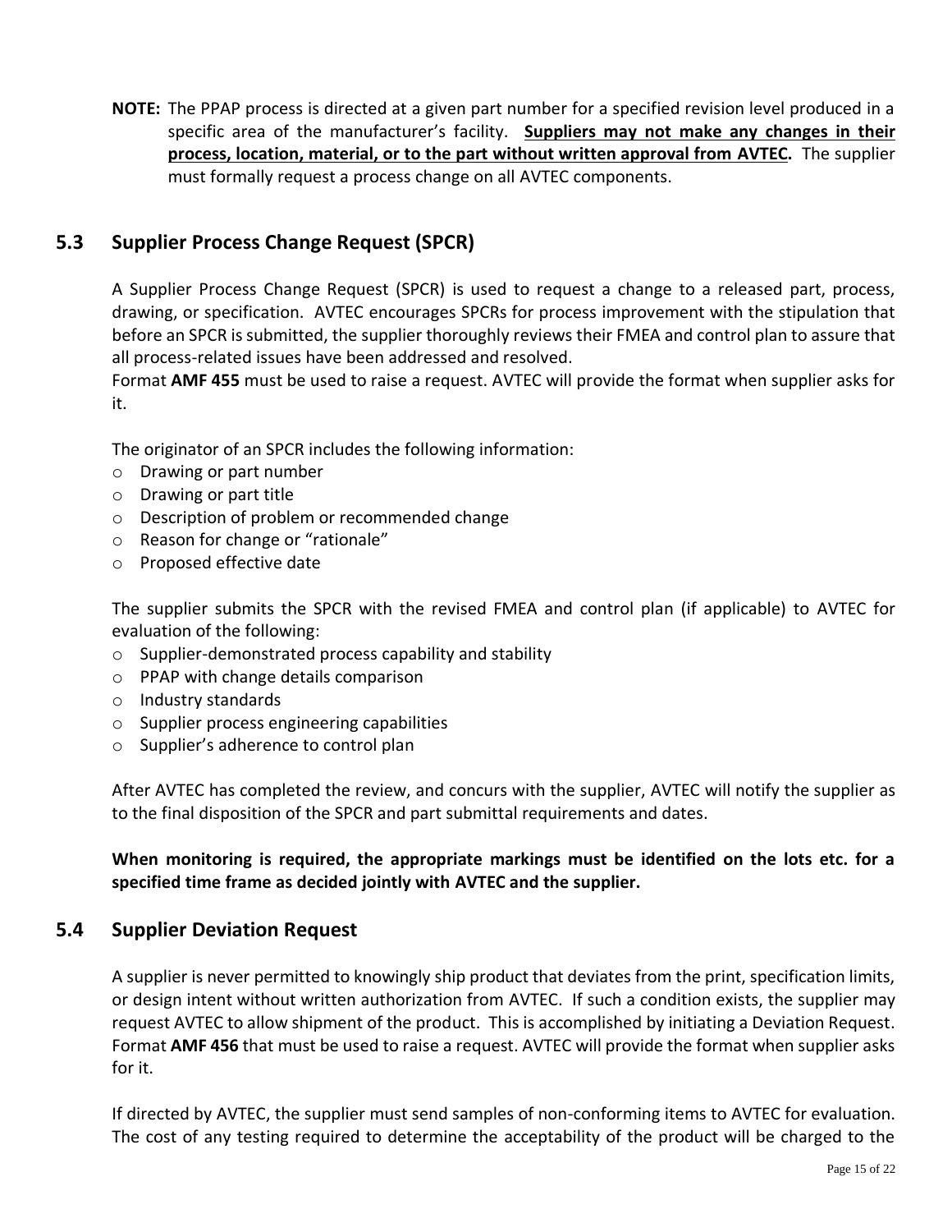**NOTE:** The PPAP process is directed at a given part number for a specified revision level produced in a specific area of the manufacturer's facility. **Suppliers may not make any changes in their process, location, material, or to the part without written approval from AVTEC.** The supplier must formally request a process change on all AVTEC components.

## 5.3 Supplier Process Change Request (SPCR)

A Supplier Process Change Request (SPCR) is used to request a change to a released part, process, drawing, or specification. AVTEC encourages SPCRs for process improvement with the stipulation that before an SPCR is submitted, the supplier thoroughly reviews their FMEA and control plan to assure that all process-related issues have been addressed and resolved.
Format **AMF 455** must be used to raise a request. AVTEC will provide the format when supplier asks for it.

The originator of an SPCR includes the following information:

- Drawing or part number
- Drawing or part title
- Description of problem or recommended change
- Reason for change or "rationale"
- Proposed effective date

The supplier submits the SPCR with the revised FMEA and control plan (if applicable) to AVTEC for evaluation of the following:

- Supplier-demonstrated process capability and stability
- PPAP with change details comparison
- Industry standards
- Supplier process engineering capabilities
- Supplier's adherence to control plan

After AVTEC has completed the review, and concurs with the supplier, AVTEC will notify the supplier as to the final disposition of the SPCR and part submittal requirements and dates.

**When monitoring is required, the appropriate markings must be identified on the lots etc. for a specified time frame as decided jointly with AVTEC and the supplier.**

## 5.4 Supplier Deviation Request

A supplier is never permitted to knowingly ship product that deviates from the print, specification limits, or design intent without written authorization from AVTEC. If such a condition exists, the supplier may request AVTEC to allow shipment of the product. This is accomplished by initiating a Deviation Request. Format **AMF 456** that must be used to raise a request. AVTEC will provide the format when supplier asks for it.

If directed by AVTEC, the supplier must send samples of non-conforming items to AVTEC for evaluation. The cost of any testing required to determine the acceptability of the product will be charged to the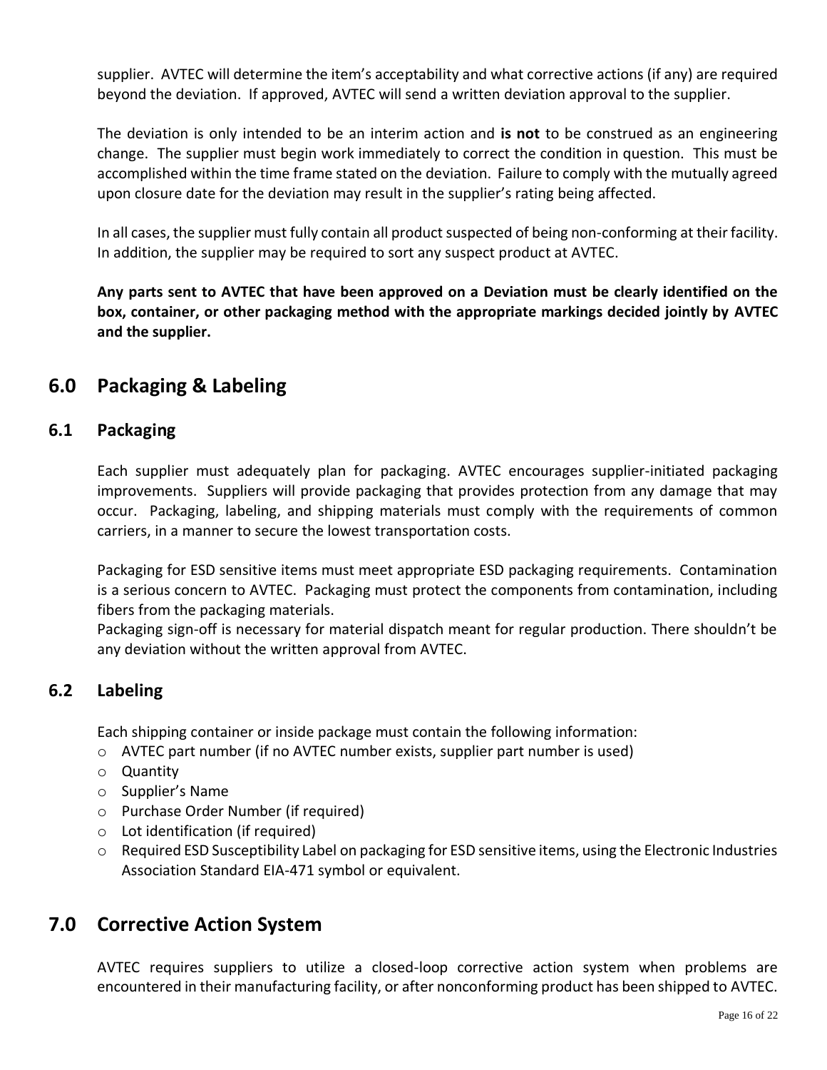supplier. AVTEC will determine the item's acceptability and what corrective actions (if any) are required beyond the deviation. If approved, AVTEC will send a written deviation approval to the supplier.

The deviation is only intended to be an interim action and **is not** to be construed as an engineering change. The supplier must begin work immediately to correct the condition in question. This must be accomplished within the time frame stated on the deviation. Failure to comply with the mutually agreed upon closure date for the deviation may result in the supplier's rating being affected.

In all cases, the supplier must fully contain all product suspected of being non-conforming at their facility. In addition, the supplier may be required to sort any suspect product at AVTEC.

**Any parts sent to AVTEC that have been approved on a Deviation must be clearly identified on the box, container, or other packaging method with the appropriate markings decided jointly by AVTEC and the supplier.**

# 6.0 Packaging & Labeling

## 6.1 Packaging

Each supplier must adequately plan for packaging. AVTEC encourages supplier-initiated packaging improvements. Suppliers will provide packaging that provides protection from any damage that may occur. Packaging, labeling, and shipping materials must comply with the requirements of common carriers, in a manner to secure the lowest transportation costs.

Packaging for ESD sensitive items must meet appropriate ESD packaging requirements. Contamination is a serious concern to AVTEC. Packaging must protect the components from contamination, including fibers from the packaging materials.
Packaging sign-off is necessary for material dispatch meant for regular production. There shouldn't be any deviation without the written approval from AVTEC.

## 6.2 Labeling

Each shipping container or inside package must contain the following information:

- AVTEC part number (if no AVTEC number exists, supplier part number is used)
- Quantity
- Supplier's Name
- Purchase Order Number (if required)
- Lot identification (if required)
- Required ESD Susceptibility Label on packaging for ESD sensitive items, using the Electronic Industries Association Standard EIA-471 symbol or equivalent.

# 7.0 Corrective Action System

AVTEC requires suppliers to utilize a closed-loop corrective action system when problems are encountered in their manufacturing facility, or after nonconforming product has been shipped to AVTEC.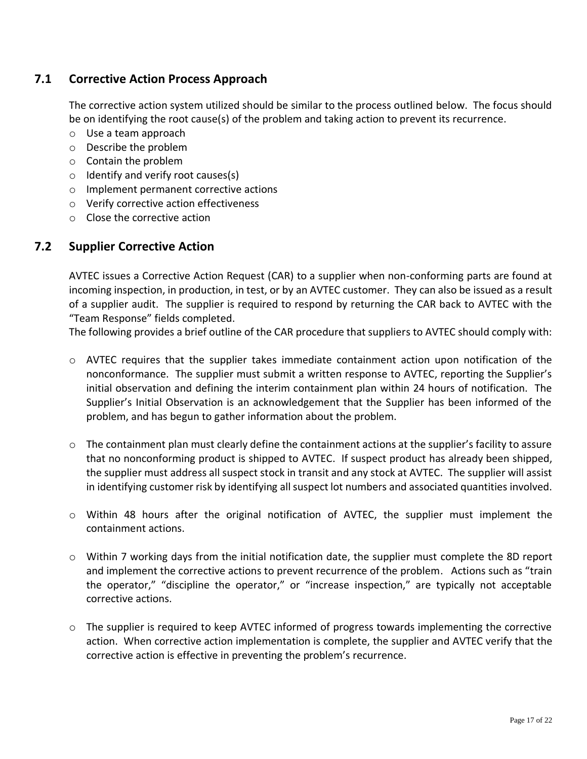## 7.1 Corrective Action Process Approach

The corrective action system utilized should be similar to the process outlined below. The focus should be on identifying the root cause(s) of the problem and taking action to prevent its recurrence.

- Use a team approach
- Describe the problem
- Contain the problem
- Identify and verify root causes(s)
- Implement permanent corrective actions
- Verify corrective action effectiveness
- Close the corrective action

## 7.2 Supplier Corrective Action

AVTEC issues a Corrective Action Request (CAR) to a supplier when non-conforming parts are found at incoming inspection, in production, in test, or by an AVTEC customer. They can also be issued as a result of a supplier audit. The supplier is required to respond by returning the CAR back to AVTEC with the "Team Response" fields completed.

The following provides a brief outline of the CAR procedure that suppliers to AVTEC should comply with:

- AVTEC requires that the supplier takes immediate containment action upon notification of the nonconformance. The supplier must submit a written response to AVTEC, reporting the Supplier's initial observation and defining the interim containment plan within 24 hours of notification. The Supplier's Initial Observation is an acknowledgement that the Supplier has been informed of the problem, and has begun to gather information about the problem.

- The containment plan must clearly define the containment actions at the supplier's facility to assure that no nonconforming product is shipped to AVTEC. If suspect product has already been shipped, the supplier must address all suspect stock in transit and any stock at AVTEC. The supplier will assist in identifying customer risk by identifying all suspect lot numbers and associated quantities involved.

- Within 48 hours after the original notification of AVTEC, the supplier must implement the containment actions.

- Within 7 working days from the initial notification date, the supplier must complete the 8D report and implement the corrective actions to prevent recurrence of the problem. Actions such as "train the operator," "discipline the operator," or "increase inspection," are typically not acceptable corrective actions.

- The supplier is required to keep AVTEC informed of progress towards implementing the corrective action. When corrective action implementation is complete, the supplier and AVTEC verify that the corrective action is effective in preventing the problem's recurrence.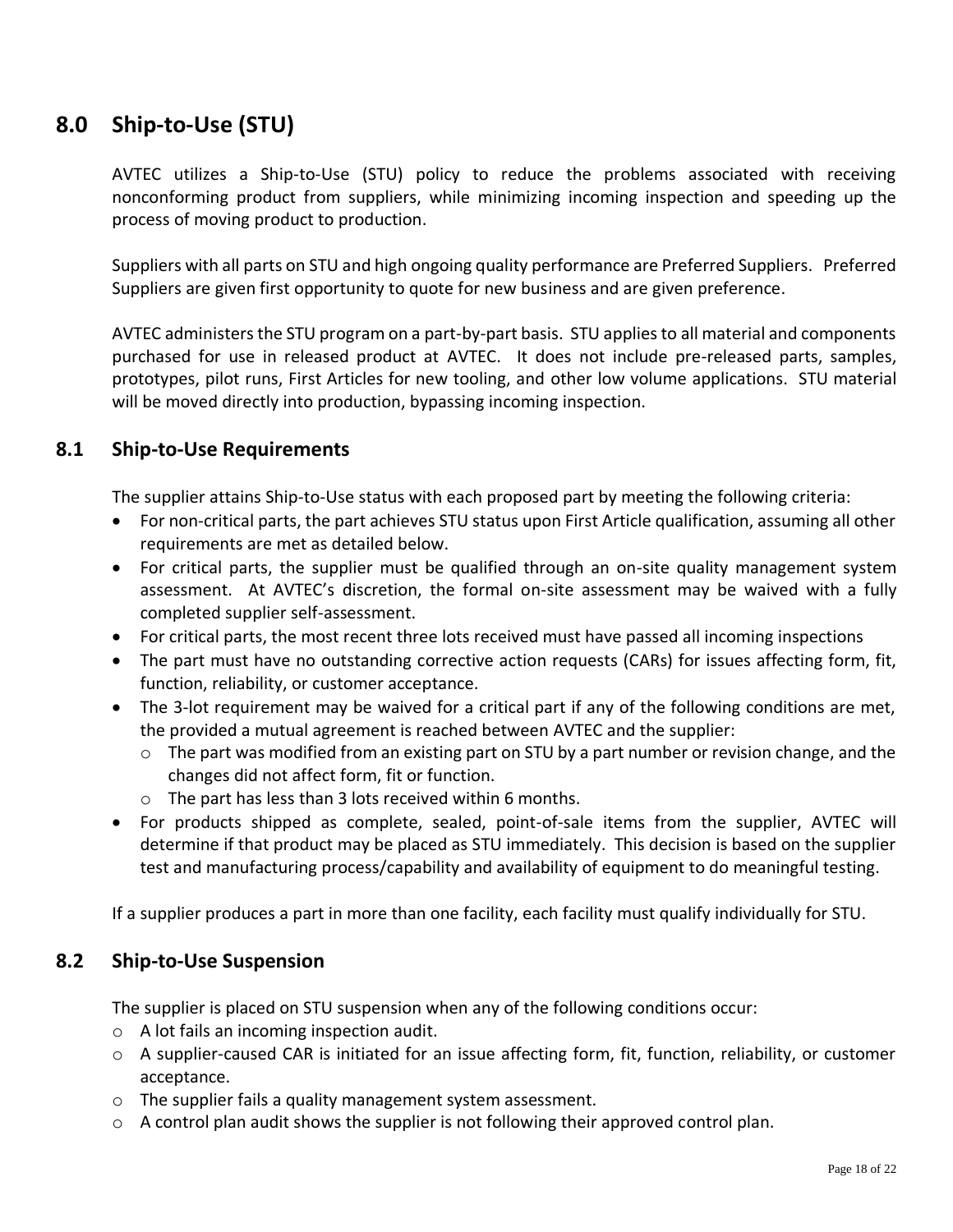## 8.0 Ship-to-Use (STU)

AVTEC utilizes a Ship-to-Use (STU) policy to reduce the problems associated with receiving nonconforming product from suppliers, while minimizing incoming inspection and speeding up the process of moving product to production.

Suppliers with all parts on STU and high ongoing quality performance are Preferred Suppliers. Preferred Suppliers are given first opportunity to quote for new business and are given preference.

AVTEC administers the STU program on a part-by-part basis. STU applies to all material and components purchased for use in released product at AVTEC. It does not include pre-released parts, samples, prototypes, pilot runs, First Articles for new tooling, and other low volume applications. STU material will be moved directly into production, bypassing incoming inspection.

### 8.1 Ship-to-Use Requirements

The supplier attains Ship-to-Use status with each proposed part by meeting the following criteria:

- For non-critical parts, the part achieves STU status upon First Article qualification, assuming all other requirements are met as detailed below.
- For critical parts, the supplier must be qualified through an on-site quality management system assessment. At AVTEC's discretion, the formal on-site assessment may be waived with a fully completed supplier self-assessment.
- For critical parts, the most recent three lots received must have passed all incoming inspections
- The part must have no outstanding corrective action requests (CARs) for issues affecting form, fit, function, reliability, or customer acceptance.
- The 3-lot requirement may be waived for a critical part if any of the following conditions are met, the provided a mutual agreement is reached between AVTEC and the supplier:
  - The part was modified from an existing part on STU by a part number or revision change, and the changes did not affect form, fit or function.
  - The part has less than 3 lots received within 6 months.
- For products shipped as complete, sealed, point-of-sale items from the supplier, AVTEC will determine if that product may be placed as STU immediately. This decision is based on the supplier test and manufacturing process/capability and availability of equipment to do meaningful testing.

If a supplier produces a part in more than one facility, each facility must qualify individually for STU.

### 8.2 Ship-to-Use Suspension

The supplier is placed on STU suspension when any of the following conditions occur:

- A lot fails an incoming inspection audit.
- A supplier-caused CAR is initiated for an issue affecting form, fit, function, reliability, or customer acceptance.
- The supplier fails a quality management system assessment.
- A control plan audit shows the supplier is not following their approved control plan.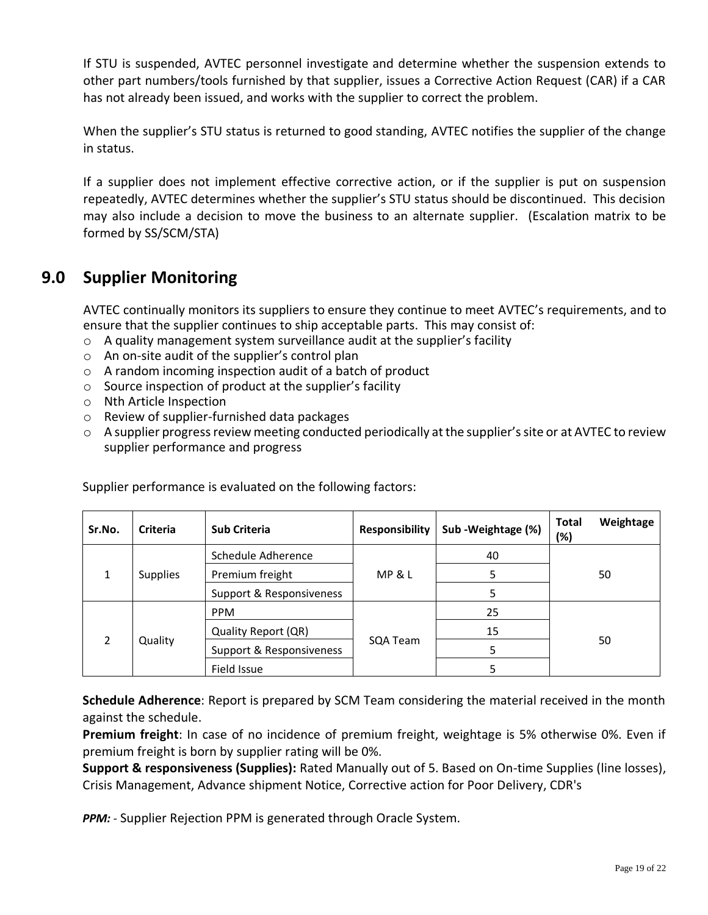If STU is suspended, AVTEC personnel investigate and determine whether the suspension extends to other part numbers/tools furnished by that supplier, issues a Corrective Action Request (CAR) if a CAR has not already been issued, and works with the supplier to correct the problem.

When the supplier's STU status is returned to good standing, AVTEC notifies the supplier of the change in status.

If a supplier does not implement effective corrective action, or if the supplier is put on suspension repeatedly, AVTEC determines whether the supplier's STU status should be discontinued. This decision may also include a decision to move the business to an alternate supplier. (Escalation matrix to be formed by SS/SCM/STA)

## 9.0 Supplier Monitoring

AVTEC continually monitors its suppliers to ensure they continue to meet AVTEC's requirements, and to ensure that the supplier continues to ship acceptable parts. This may consist of:

- A quality management system surveillance audit at the supplier's facility
- An on-site audit of the supplier's control plan
- A random incoming inspection audit of a batch of product
- Source inspection of product at the supplier's facility
- Nth Article Inspection
- Review of supplier-furnished data packages
- A supplier progress review meeting conducted periodically at the supplier's site or at AVTEC to review supplier performance and progress

Supplier performance is evaluated on the following factors:

| Sr.No. | Criteria | Sub Criteria | Responsibility | Sub -Weightage (%) | Total Weightage (%) |
|---|---|---|---|---|---|
| 1 | Supplies | Schedule Adherence | MP & L | 40 | 50 |
| | | Premium freight | | 5 | |
| | | Support & Responsiveness | | 5 | |
| 2 | Quality | PPM | SQA Team | 25 | 50 |
| | | Quality Report (QR) | | 15 | |
| | | Support & Responsiveness | | 5 | |
| | | Field Issue | | 5 | |

**Schedule Adherence**: Report is prepared by SCM Team considering the material received in the month against the schedule.
**Premium freight**: In case of no incidence of premium freight, weightage is 5% otherwise 0%. Even if premium freight is born by supplier rating will be 0%.
**Support & responsiveness (Supplies):** Rated Manually out of 5. Based on On-time Supplies (line losses), Crisis Management, Advance shipment Notice, Corrective action for Poor Delivery, CDR's

***PPM:*** - Supplier Rejection PPM is generated through Oracle System.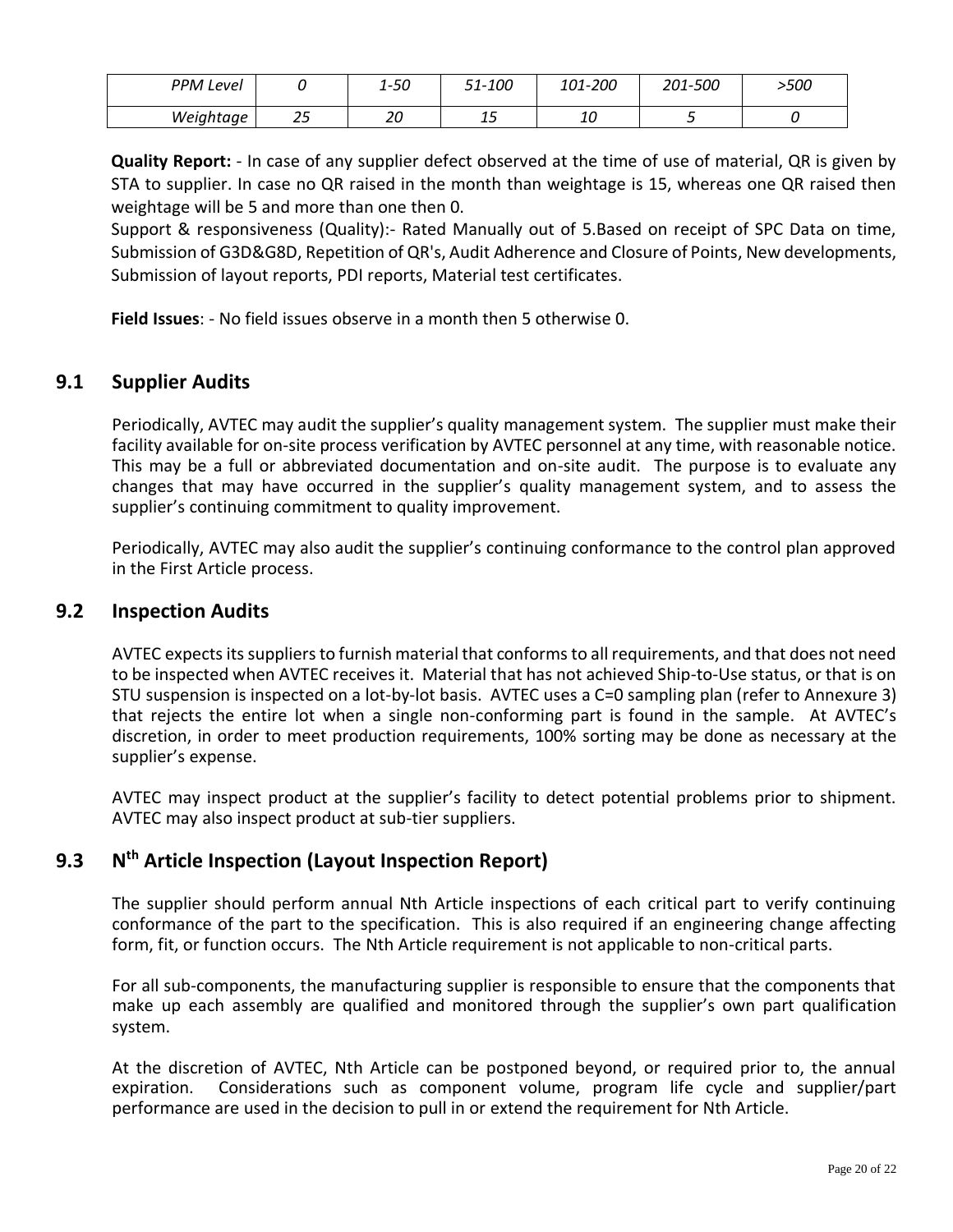| *PPM Level* | *0* | *1-50* | *51-100* | *101-200* | *201-500* | *>500* |
|---|---|---|---|---|---|---|
| *Weightage* | *25* | *20* | *15* | *10* | *5* | *0* |

**Quality Report:** - In case of any supplier defect observed at the time of use of material, QR is given by STA to supplier. In case no QR raised in the month than weightage is 15, whereas one QR raised then weightage will be 5 and more than one then 0.

Support & responsiveness (Quality):- Rated Manually out of 5.Based on receipt of SPC Data on time, Submission of G3D&G8D, Repetition of QR's, Audit Adherence and Closure of Points, New developments, Submission of layout reports, PDI reports, Material test certificates.

**Field Issues**: - No field issues observe in a month then 5 otherwise 0.

## 9.1 Supplier Audits

Periodically, AVTEC may audit the supplier's quality management system. The supplier must make their facility available for on-site process verification by AVTEC personnel at any time, with reasonable notice. This may be a full or abbreviated documentation and on-site audit. The purpose is to evaluate any changes that may have occurred in the supplier's quality management system, and to assess the supplier's continuing commitment to quality improvement.

Periodically, AVTEC may also audit the supplier's continuing conformance to the control plan approved in the First Article process.

## 9.2 Inspection Audits

AVTEC expects its suppliers to furnish material that conforms to all requirements, and that does not need to be inspected when AVTEC receives it. Material that has not achieved Ship-to-Use status, or that is on STU suspension is inspected on a lot-by-lot basis. AVTEC uses a C=0 sampling plan (refer to Annexure 3) that rejects the entire lot when a single non-conforming part is found in the sample. At AVTEC's discretion, in order to meet production requirements, 100% sorting may be done as necessary at the supplier's expense.

AVTEC may inspect product at the supplier's facility to detect potential problems prior to shipment. AVTEC may also inspect product at sub-tier suppliers.

## 9.3 $N^{th}$ Article Inspection (Layout Inspection Report)

The supplier should perform annual Nth Article inspections of each critical part to verify continuing conformance of the part to the specification. This is also required if an engineering change affecting form, fit, or function occurs. The Nth Article requirement is not applicable to non-critical parts.

For all sub-components, the manufacturing supplier is responsible to ensure that the components that make up each assembly are qualified and monitored through the supplier's own part qualification system.

At the discretion of AVTEC, Nth Article can be postponed beyond, or required prior to, the annual expiration. Considerations such as component volume, program life cycle and supplier/part performance are used in the decision to pull in or extend the requirement for Nth Article.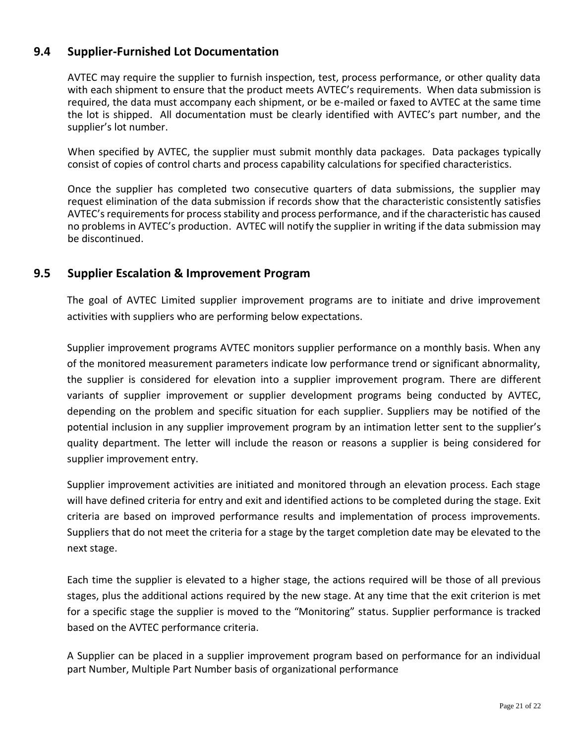## 9.4 Supplier-Furnished Lot Documentation

AVTEC may require the supplier to furnish inspection, test, process performance, or other quality data with each shipment to ensure that the product meets AVTEC's requirements. When data submission is required, the data must accompany each shipment, or be e-mailed or faxed to AVTEC at the same time the lot is shipped. All documentation must be clearly identified with AVTEC's part number, and the supplier's lot number.

When specified by AVTEC, the supplier must submit monthly data packages. Data packages typically consist of copies of control charts and process capability calculations for specified characteristics.

Once the supplier has completed two consecutive quarters of data submissions, the supplier may request elimination of the data submission if records show that the characteristic consistently satisfies AVTEC's requirements for process stability and process performance, and if the characteristic has caused no problems in AVTEC's production. AVTEC will notify the supplier in writing if the data submission may be discontinued.

## 9.5 Supplier Escalation & Improvement Program

The goal of AVTEC Limited supplier improvement programs are to initiate and drive improvement activities with suppliers who are performing below expectations.

Supplier improvement programs AVTEC monitors supplier performance on a monthly basis. When any of the monitored measurement parameters indicate low performance trend or significant abnormality, the supplier is considered for elevation into a supplier improvement program. There are different variants of supplier improvement or supplier development programs being conducted by AVTEC, depending on the problem and specific situation for each supplier. Suppliers may be notified of the potential inclusion in any supplier improvement program by an intimation letter sent to the supplier's quality department. The letter will include the reason or reasons a supplier is being considered for supplier improvement entry.

Supplier improvement activities are initiated and monitored through an elevation process. Each stage will have defined criteria for entry and exit and identified actions to be completed during the stage. Exit criteria are based on improved performance results and implementation of process improvements. Suppliers that do not meet the criteria for a stage by the target completion date may be elevated to the next stage.

Each time the supplier is elevated to a higher stage, the actions required will be those of all previous stages, plus the additional actions required by the new stage. At any time that the exit criterion is met for a specific stage the supplier is moved to the "Monitoring" status. Supplier performance is tracked based on the AVTEC performance criteria.

A Supplier can be placed in a supplier improvement program based on performance for an individual part Number, Multiple Part Number basis of organizational performance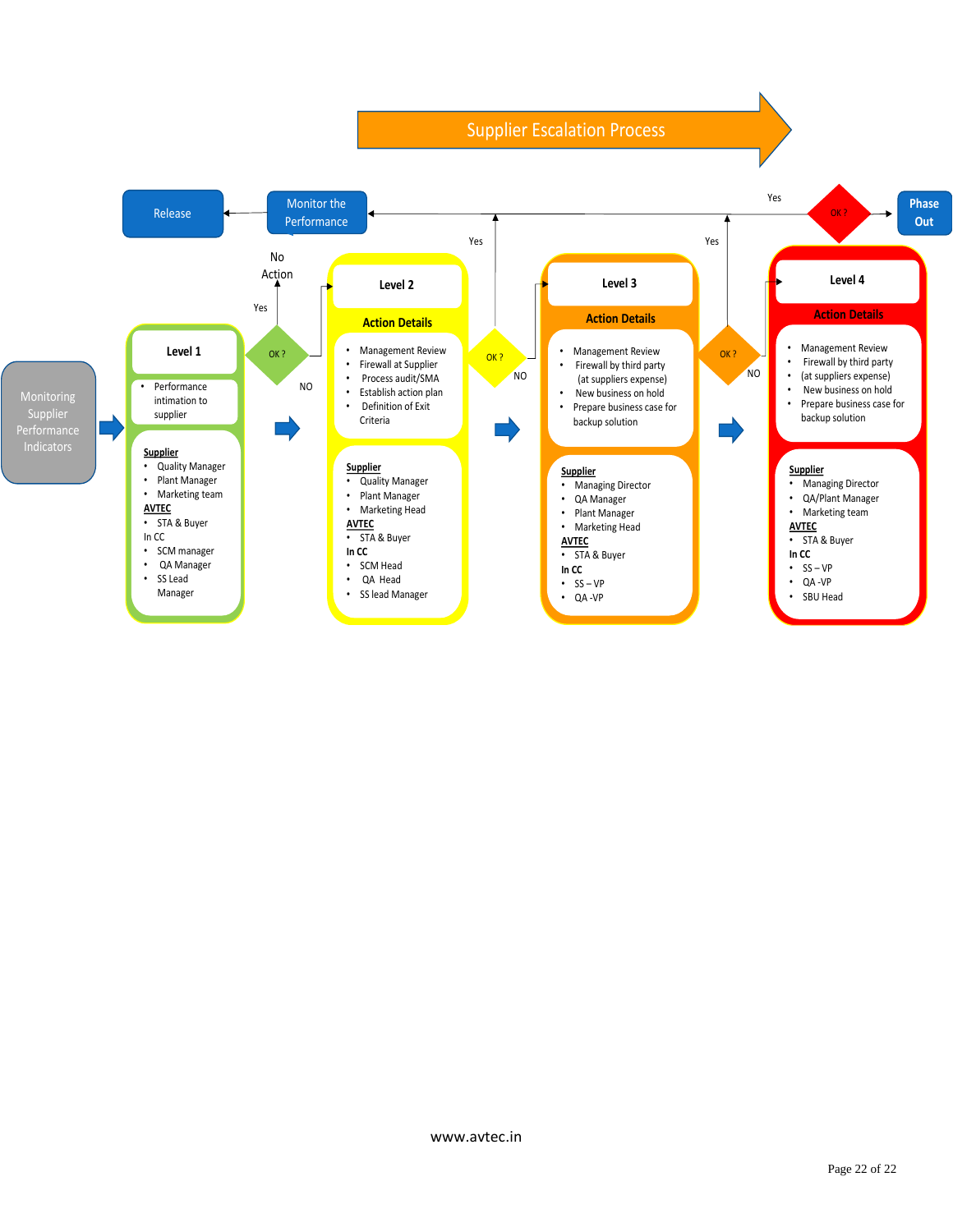# Supplier Escalation Process

Release

Monitor the Performance

Phase Out

Monitoring Supplier Performance Indicators

No Action

Yes

OK ?

NO

Yes

OK ?

NO

Yes

OK ?

NO

Yes

OK ?

## Level 1

- Performance intimation to supplier

**Supplier**

- Quality Manager
- Plant Manager
- Marketing team

**AVTEC**

- STA & Buyer

In CC

- SCM manager
- QA Manager
- SS Lead Manager

## Level 2

**Action Details**

- Management Review
- Firewall at Supplier
- Process audit/SMA
- Establish action plan
- Definition of Exit Criteria

**Supplier**

- Quality Manager
- Plant Manager
- Marketing Head

**AVTEC**

- STA & Buyer

**In CC**

- SCM Head
- QA Head
- SS lead Manager

## Level 3

**Action Details**

- Management Review
- Firewall by third party (at suppliers expense)
- New business on hold
- Prepare business case for backup solution

**Supplier**

- Managing Director
- QA Manager
- Plant Manager
- Marketing Head

**AVTEC**

- STA & Buyer

**In CC**

- SS – VP
- QA -VP

## Level 4

**Action Details**

- Management Review
- Firewall by third party
- (at suppliers expense)
- New business on hold
- Prepare business case for backup solution

**Supplier**

- Managing Director
- QA/Plant Manager
- Marketing team

**AVTEC**

- STA & Buyer

**In CC**

- SS – VP
- QA -VP
- SBU Head

www.avtec.in